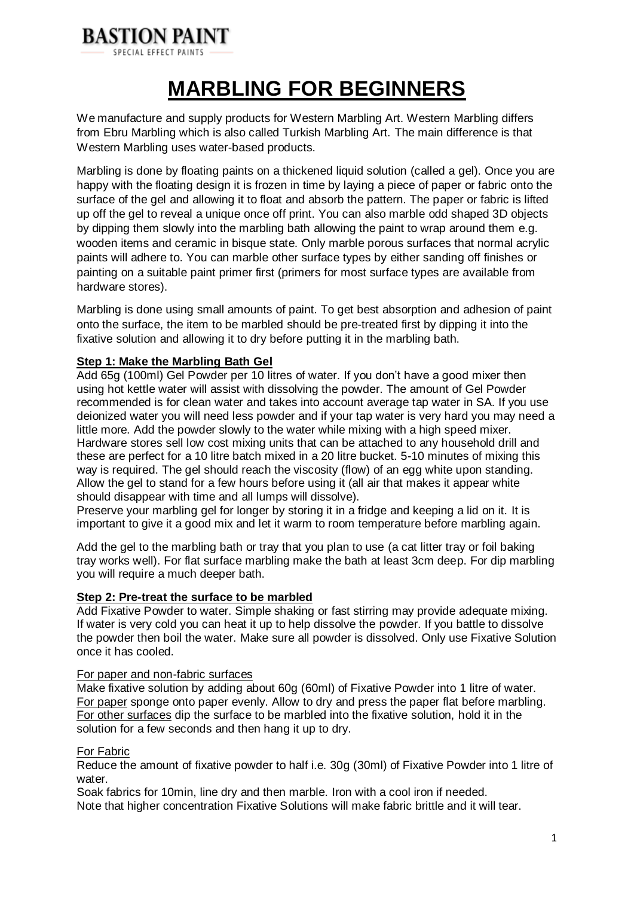BASTION PAINT
SPECIAL EFFECT PAINTS

# MARBLING FOR BEGINNERS

We manufacture and supply products for Western Marbling Art. Western Marbling differs from Ebru Marbling which is also called Turkish Marbling Art. The main difference is that Western Marbling uses water-based products.

Marbling is done by floating paints on a thickened liquid solution (called a gel). Once you are happy with the floating design it is frozen in time by laying a piece of paper or fabric onto the surface of the gel and allowing it to float and absorb the pattern. The paper or fabric is lifted up off the gel to reveal a unique once off print. You can also marble odd shaped 3D objects by dipping them slowly into the marbling bath allowing the paint to wrap around them e.g. wooden items and ceramic in bisque state. Only marble porous surfaces that normal acrylic paints will adhere to. You can marble other surface types by either sanding off finishes or painting on a suitable paint primer first (primers for most surface types are available from hardware stores).

Marbling is done using small amounts of paint. To get best absorption and adhesion of paint onto the surface, the item to be marbled should be pre-treated first by dipping it into the fixative solution and allowing it to dry before putting it in the marbling bath.

## Step 1: Make the Marbling Bath Gel

Add 65g (100ml) Gel Powder per 10 litres of water. If you don't have a good mixer then using hot kettle water will assist with dissolving the powder. The amount of Gel Powder recommended is for clean water and takes into account average tap water in SA. If you use deionized water you will need less powder and if your tap water is very hard you may need a little more. Add the powder slowly to the water while mixing with a high speed mixer. Hardware stores sell low cost mixing units that can be attached to any household drill and these are perfect for a 10 litre batch mixed in a 20 litre bucket. 5-10 minutes of mixing this way is required. The gel should reach the viscosity (flow) of an egg white upon standing. Allow the gel to stand for a few hours before using it (all air that makes it appear white should disappear with time and all lumps will dissolve).
Preserve your marbling gel for longer by storing it in a fridge and keeping a lid on it. It is important to give it a good mix and let it warm to room temperature before marbling again.

Add the gel to the marbling bath or tray that you plan to use (a cat litter tray or foil baking tray works well). For flat surface marbling make the bath at least 3cm deep. For dip marbling you will require a much deeper bath.

## Step 2: Pre-treat the surface to be marbled

Add Fixative Powder to water. Simple shaking or fast stirring may provide adequate mixing. If water is very cold you can heat it up to help dissolve the powder. If you battle to dissolve the powder then boil the water. Make sure all powder is dissolved. Only use Fixative Solution once it has cooled.

### For paper and non-fabric surfaces

Make fixative solution by adding about 60g (60ml) of Fixative Powder into 1 litre of water.
For paper sponge onto paper evenly. Allow to dry and press the paper flat before marbling.
For other surfaces dip the surface to be marbled into the fixative solution, hold it in the solution for a few seconds and then hang it up to dry.

### For Fabric

Reduce the amount of fixative powder to half i.e. 30g (30ml) of Fixative Powder into 1 litre of water.
Soak fabrics for 10min, line dry and then marble. Iron with a cool iron if needed.
Note that higher concentration Fixative Solutions will make fabric brittle and it will tear.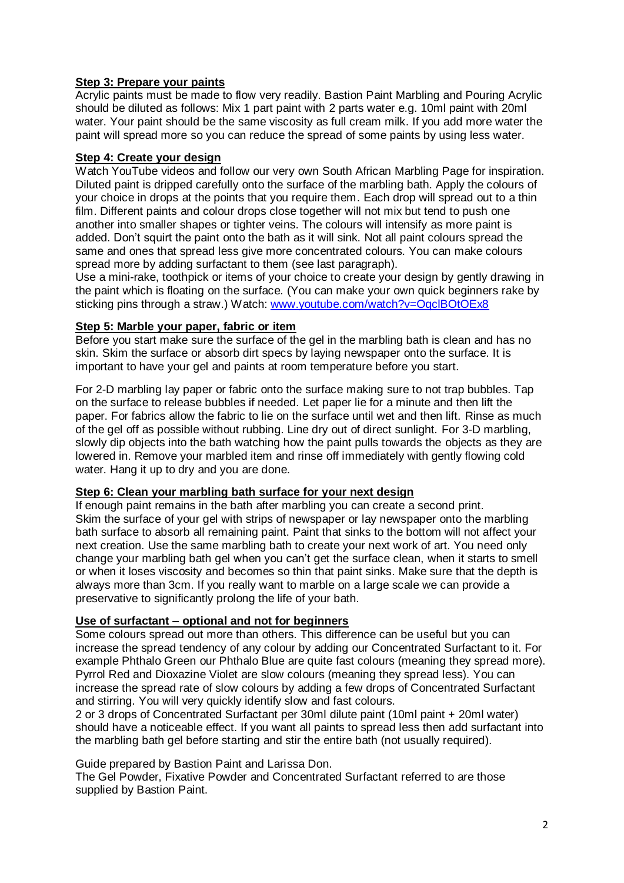## Step 3: Prepare your paints

Acrylic paints must be made to flow very readily. Bastion Paint Marbling and Pouring Acrylic should be diluted as follows: Mix 1 part paint with 2 parts water e.g. 10ml paint with 20ml water. Your paint should be the same viscosity as full cream milk. If you add more water the paint will spread more so you can reduce the spread of some paints by using less water.

## Step 4: Create your design

Watch YouTube videos and follow our very own South African Marbling Page for inspiration. Diluted paint is dripped carefully onto the surface of the marbling bath. Apply the colours of your choice in drops at the points that you require them. Each drop will spread out to a thin film. Different paints and colour drops close together will not mix but tend to push one another into smaller shapes or tighter veins. The colours will intensify as more paint is added. Don't squirt the paint onto the bath as it will sink. Not all paint colours spread the same and ones that spread less give more concentrated colours. You can make colours spread more by adding surfactant to them (see last paragraph).

Use a mini-rake, toothpick or items of your choice to create your design by gently drawing in the paint which is floating on the surface. (You can make your own quick beginners rake by sticking pins through a straw.) Watch: [www.youtube.com/watch?v=OqclBOtOEx8](www.youtube.com/watch?v=OqclBOtOEx8)

## Step 5: Marble your paper, fabric or item

Before you start make sure the surface of the gel in the marbling bath is clean and has no skin. Skim the surface or absorb dirt specs by laying newspaper onto the surface. It is important to have your gel and paints at room temperature before you start.

For 2-D marbling lay paper or fabric onto the surface making sure to not trap bubbles. Tap on the surface to release bubbles if needed. Let paper lie for a minute and then lift the paper. For fabrics allow the fabric to lie on the surface until wet and then lift. Rinse as much of the gel off as possible without rubbing. Line dry out of direct sunlight. For 3-D marbling, slowly dip objects into the bath watching how the paint pulls towards the objects as they are lowered in. Remove your marbled item and rinse off immediately with gently flowing cold water. Hang it up to dry and you are done.

## Step 6: Clean your marbling bath surface for your next design

If enough paint remains in the bath after marbling you can create a second print. Skim the surface of your gel with strips of newspaper or lay newspaper onto the marbling bath surface to absorb all remaining paint. Paint that sinks to the bottom will not affect your next creation. Use the same marbling bath to create your next work of art. You need only change your marbling bath gel when you can't get the surface clean, when it starts to smell or when it loses viscosity and becomes so thin that paint sinks. Make sure that the depth is always more than 3cm. If you really want to marble on a large scale we can provide a preservative to significantly prolong the life of your bath.

## Use of surfactant – optional and not for beginners

Some colours spread out more than others. This difference can be useful but you can increase the spread tendency of any colour by adding our Concentrated Surfactant to it. For example Phthalo Green our Phthalo Blue are quite fast colours (meaning they spread more). Pyrrol Red and Dioxazine Violet are slow colours (meaning they spread less). You can increase the spread rate of slow colours by adding a few drops of Concentrated Surfactant and stirring. You will very quickly identify slow and fast colours.

2 or 3 drops of Concentrated Surfactant per 30ml dilute paint (10ml paint + 20ml water) should have a noticeable effect. If you want all paints to spread less then add surfactant into the marbling bath gel before starting and stir the entire bath (not usually required).

Guide prepared by Bastion Paint and Larissa Don.
The Gel Powder, Fixative Powder and Concentrated Surfactant referred to are those supplied by Bastion Paint.